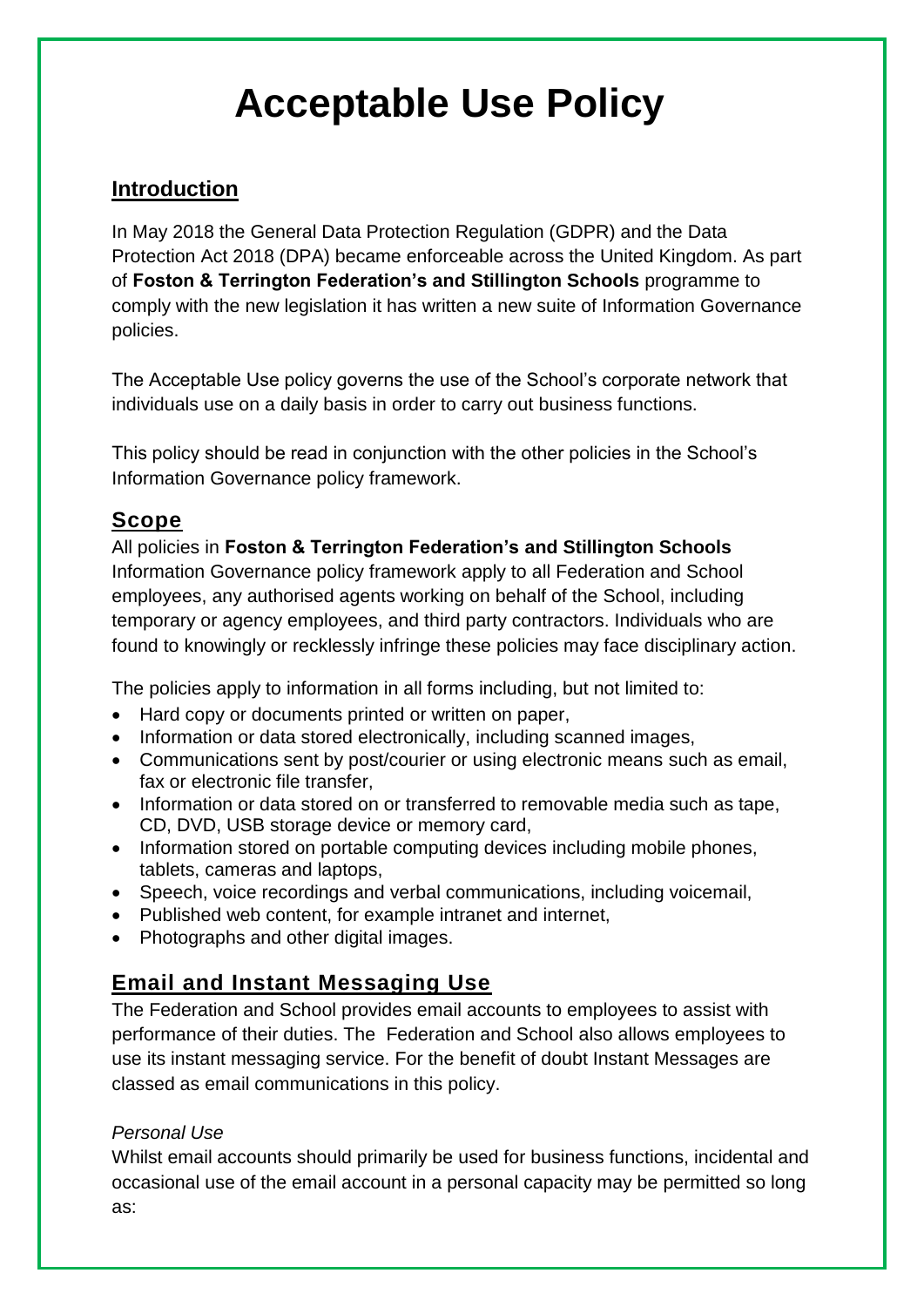# Acceptable Use Policy

## Introduction

In May 2018 the General Data Protection Regulation (GDPR) and the Data Protection Act 2018 (DPA) became enforceable across the United Kingdom. As part of **Foston & Terrington Federation's and Stillington Schools** programme to comply with the new legislation it has written a new suite of Information Governance policies.

The Acceptable Use policy governs the use of the School's corporate network that individuals use on a daily basis in order to carry out business functions.

This policy should be read in conjunction with the other policies in the School's Information Governance policy framework.

## Scope

All policies in **Foston & Terrington Federation's and Stillington Schools** Information Governance policy framework apply to all Federation and School employees, any authorised agents working on behalf of the School, including temporary or agency employees, and third party contractors. Individuals who are found to knowingly or recklessly infringe these policies may face disciplinary action.

The policies apply to information in all forms including, but not limited to:

- Hard copy or documents printed or written on paper,
- Information or data stored electronically, including scanned images,
- Communications sent by post/courier or using electronic means such as email, fax or electronic file transfer,
- Information or data stored on or transferred to removable media such as tape, CD, DVD, USB storage device or memory card,
- Information stored on portable computing devices including mobile phones, tablets, cameras and laptops,
- Speech, voice recordings and verbal communications, including voicemail,
- Published web content, for example intranet and internet,
- Photographs and other digital images.

## Email and Instant Messaging Use

The Federation and School provides email accounts to employees to assist with performance of their duties. The Federation and School also allows employees to use its instant messaging service. For the benefit of doubt Instant Messages are classed as email communications in this policy.

*Personal Use*

Whilst email accounts should primarily be used for business functions, incidental and occasional use of the email account in a personal capacity may be permitted so long as: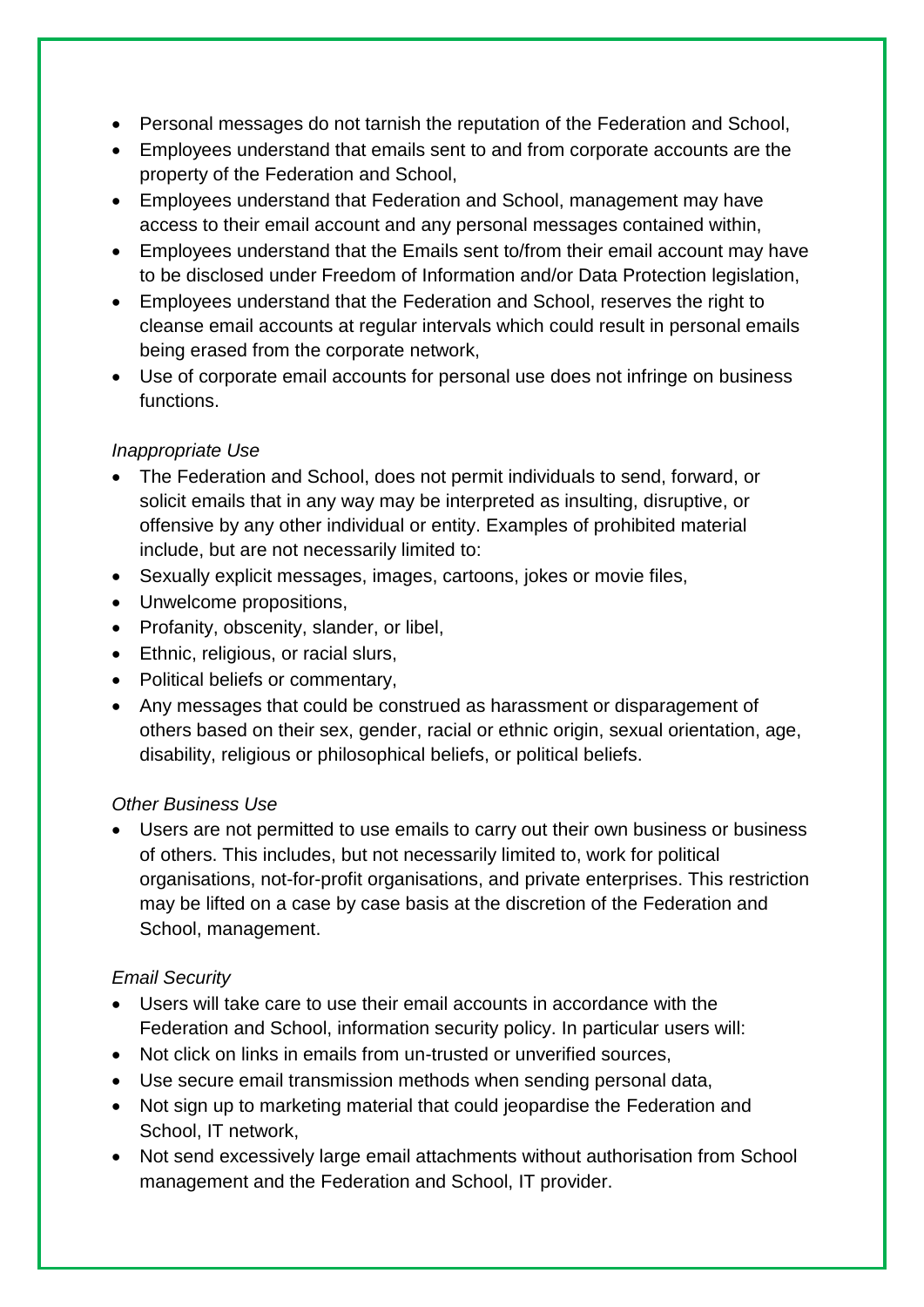- Personal messages do not tarnish the reputation of the Federation and School,
- Employees understand that emails sent to and from corporate accounts are the property of the Federation and School,
- Employees understand that Federation and School, management may have access to their email account and any personal messages contained within,
- Employees understand that the Emails sent to/from their email account may have to be disclosed under Freedom of Information and/or Data Protection legislation,
- Employees understand that the Federation and School, reserves the right to cleanse email accounts at regular intervals which could result in personal emails being erased from the corporate network,
- Use of corporate email accounts for personal use does not infringe on business functions.

*Inappropriate Use*

- The Federation and School, does not permit individuals to send, forward, or solicit emails that in any way may be interpreted as insulting, disruptive, or offensive by any other individual or entity. Examples of prohibited material include, but are not necessarily limited to:
- Sexually explicit messages, images, cartoons, jokes or movie files,
- Unwelcome propositions,
- Profanity, obscenity, slander, or libel,
- Ethnic, religious, or racial slurs,
- Political beliefs or commentary,
- Any messages that could be construed as harassment or disparagement of others based on their sex, gender, racial or ethnic origin, sexual orientation, age, disability, religious or philosophical beliefs, or political beliefs.

*Other Business Use*

- Users are not permitted to use emails to carry out their own business or business of others. This includes, but not necessarily limited to, work for political organisations, not-for-profit organisations, and private enterprises. This restriction may be lifted on a case by case basis at the discretion of the Federation and School, management.

*Email Security*

- Users will take care to use their email accounts in accordance with the Federation and School, information security policy. In particular users will:
- Not click on links in emails from un-trusted or unverified sources,
- Use secure email transmission methods when sending personal data,
- Not sign up to marketing material that could jeopardise the Federation and School, IT network,
- Not send excessively large email attachments without authorisation from School management and the Federation and School, IT provider.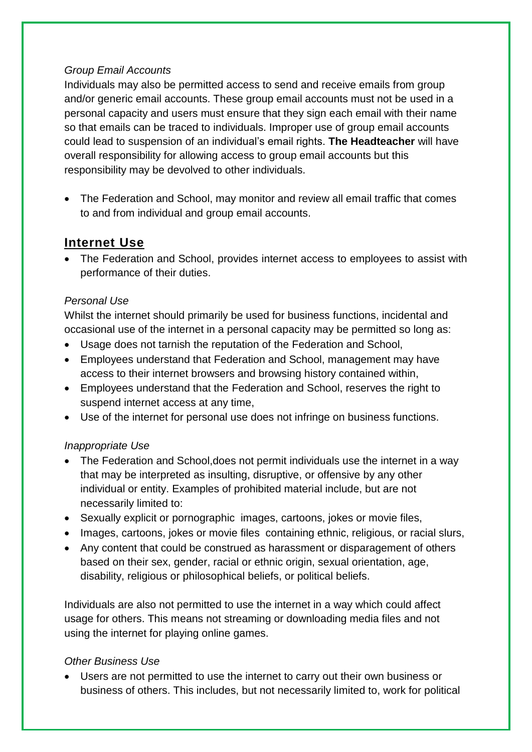*Group Email Accounts*

Individuals may also be permitted access to send and receive emails from group and/or generic email accounts. These group email accounts must not be used in a personal capacity and users must ensure that they sign each email with their name so that emails can be traced to individuals. Improper use of group email accounts could lead to suspension of an individual's email rights. **The Headteacher** will have overall responsibility for allowing access to group email accounts but this responsibility may be devolved to other individuals.

- The Federation and School, may monitor and review all email traffic that comes to and from individual and group email accounts.

## Internet Use

- The Federation and School, provides internet access to employees to assist with performance of their duties.

*Personal Use*

Whilst the internet should primarily be used for business functions, incidental and occasional use of the internet in a personal capacity may be permitted so long as:

- Usage does not tarnish the reputation of the Federation and School,
- Employees understand that Federation and School, management may have access to their internet browsers and browsing history contained within,
- Employees understand that the Federation and School, reserves the right to suspend internet access at any time,
- Use of the internet for personal use does not infringe on business functions.

*Inappropriate Use*

- The Federation and School,does not permit individuals use the internet in a way that may be interpreted as insulting, disruptive, or offensive by any other individual or entity. Examples of prohibited material include, but are not necessarily limited to:
- Sexually explicit or pornographic images, cartoons, jokes or movie files,
- Images, cartoons, jokes or movie files containing ethnic, religious, or racial slurs,
- Any content that could be construed as harassment or disparagement of others based on their sex, gender, racial or ethnic origin, sexual orientation, age, disability, religious or philosophical beliefs, or political beliefs.

Individuals are also not permitted to use the internet in a way which could affect usage for others. This means not streaming or downloading media files and not using the internet for playing online games.

*Other Business Use*

- Users are not permitted to use the internet to carry out their own business or business of others. This includes, but not necessarily limited to, work for political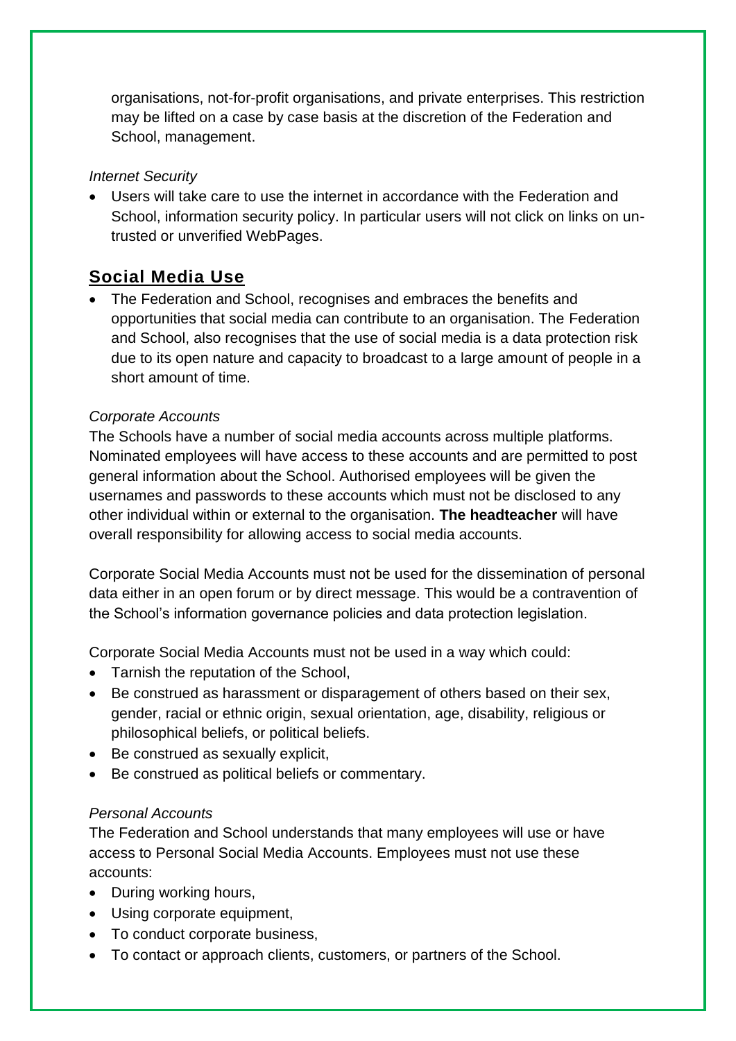organisations, not-for-profit organisations, and private enterprises. This restriction may be lifted on a case by case basis at the discretion of the Federation and School, management.

*Internet Security*

- Users will take care to use the internet in accordance with the Federation and School, information security policy. In particular users will not click on links on un-trusted or unverified WebPages.

## Social Media Use

- The Federation and School, recognises and embraces the benefits and opportunities that social media can contribute to an organisation. The Federation and School, also recognises that the use of social media is a data protection risk due to its open nature and capacity to broadcast to a large amount of people in a short amount of time.

*Corporate Accounts*

The Schools have a number of social media accounts across multiple platforms. Nominated employees will have access to these accounts and are permitted to post general information about the School. Authorised employees will be given the usernames and passwords to these accounts which must not be disclosed to any other individual within or external to the organisation. **The headteacher** will have overall responsibility for allowing access to social media accounts.

Corporate Social Media Accounts must not be used for the dissemination of personal data either in an open forum or by direct message. This would be a contravention of the School's information governance policies and data protection legislation.

Corporate Social Media Accounts must not be used in a way which could:

- Tarnish the reputation of the School,
- Be construed as harassment or disparagement of others based on their sex, gender, racial or ethnic origin, sexual orientation, age, disability, religious or philosophical beliefs, or political beliefs.
- Be construed as sexually explicit,
- Be construed as political beliefs or commentary.

*Personal Accounts*

The Federation and School understands that many employees will use or have access to Personal Social Media Accounts. Employees must not use these accounts:

- During working hours,
- Using corporate equipment,
- To conduct corporate business,
- To contact or approach clients, customers, or partners of the School.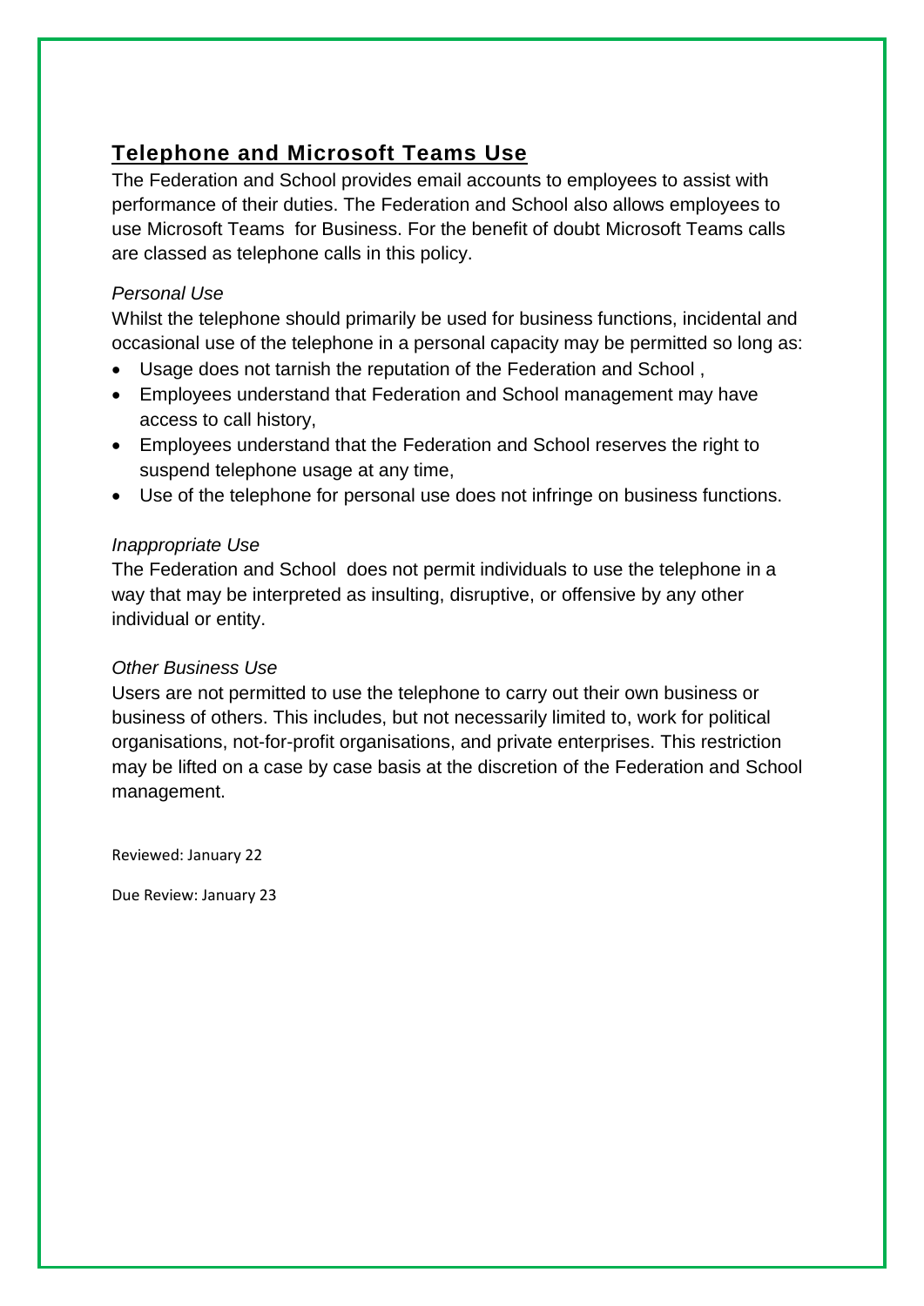## Telephone and Microsoft Teams Use

The Federation and School provides email accounts to employees to assist with performance of their duties. The Federation and School also allows employees to use Microsoft Teams for Business. For the benefit of doubt Microsoft Teams calls are classed as telephone calls in this policy.

*Personal Use*

Whilst the telephone should primarily be used for business functions, incidental and occasional use of the telephone in a personal capacity may be permitted so long as:

- Usage does not tarnish the reputation of the Federation and School ,
- Employees understand that Federation and School management may have access to call history,
- Employees understand that the Federation and School reserves the right to suspend telephone usage at any time,
- Use of the telephone for personal use does not infringe on business functions.

*Inappropriate Use*

The Federation and School does not permit individuals to use the telephone in a way that may be interpreted as insulting, disruptive, or offensive by any other individual or entity.

*Other Business Use*

Users are not permitted to use the telephone to carry out their own business or business of others. This includes, but not necessarily limited to, work for political organisations, not-for-profit organisations, and private enterprises. This restriction may be lifted on a case by case basis at the discretion of the Federation and School management.

Reviewed: January 22

Due Review: January 23